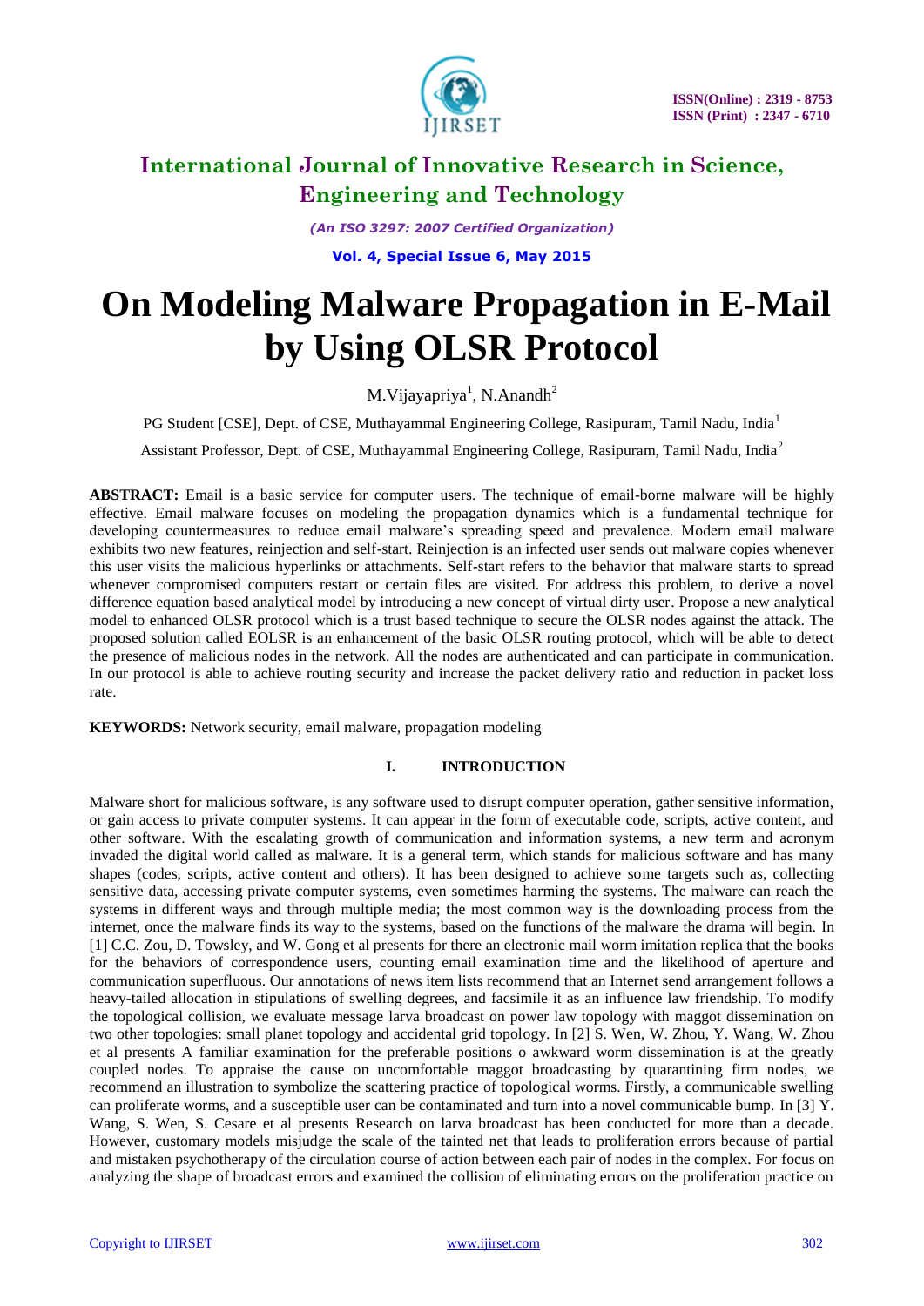# On Modeling Malware Propagation in E-Mail by Using OLSR Protocol

M.Vijayapriya[1], N.Anandh[2]

PG Student [CSE], Dept. of CSE, Muthayammal Engineering College, Rasipuram, Tamil Nadu, India[1]

Assistant Professor, Dept. of CSE, Muthayammal Engineering College, Rasipuram, Tamil Nadu, India[2]

**ABSTRACT:** Email is a basic service for computer users. The technique of email-borne malware will be highly effective. Email malware focuses on modeling the propagation dynamics which is a fundamental technique for developing countermeasures to reduce email malware's spreading speed and prevalence. Modern email malware exhibits two new features, reinjection and self-start. Reinjection is an infected user sends out malware copies whenever this user visits the malicious hyperlinks or attachments. Self-start refers to the behavior that malware starts to spread whenever compromised computers restart or certain files are visited. For address this problem, to derive a novel difference equation based analytical model by introducing a new concept of virtual dirty user. Propose a new analytical model to enhanced OLSR protocol which is a trust based technique to secure the OLSR nodes against the attack. The proposed solution called EOLSR is an enhancement of the basic OLSR routing protocol, which will be able to detect the presence of malicious nodes in the network. All the nodes are authenticated and can participate in communication. In our protocol is able to achieve routing security and increase the packet delivery ratio and reduction in packet loss rate.

**KEYWORDS:** Network security, email malware, propagation modeling

## I. INTRODUCTION

Malware short for malicious software, is any software used to disrupt computer operation, gather sensitive information, or gain access to private computer systems. It can appear in the form of executable code, scripts, active content, and other software. With the escalating growth of communication and information systems, a new term and acronym invaded the digital world called as malware. It is a general term, which stands for malicious software and has many shapes (codes, scripts, active content and others). It has been designed to achieve some targets such as, collecting sensitive data, accessing private computer systems, even sometimes harming the systems. The malware can reach the systems in different ways and through multiple media; the most common way is the downloading process from the internet, once the malware finds its way to the systems, based on the functions of the malware the drama will begin. In [1] C.C. Zou, D. Towsley, and W. Gong et al presents for there an electronic mail worm imitation replica that the books for the behaviors of correspondence users, counting email examination time and the likelihood of aperture and communication superfluous. Our annotations of news item lists recommend that an Internet send arrangement follows a heavy-tailed allocation in stipulations of swelling degrees, and facsimile it as an influence law friendship. To modify the topological collision, we evaluate message larva broadcast on power law topology with maggot dissemination on two other topologies: small planet topology and accidental grid topology. In [2] S. Wen, W. Zhou, Y. Wang, W. Zhou et al presents A familiar examination for the preferable positions o awkward worm dissemination is at the greatly coupled nodes. To appraise the cause on uncomfortable maggot broadcasting by quarantining firm nodes, we recommend an illustration to symbolize the scattering practice of topological worms. Firstly, a communicable swelling can proliferate worms, and a susceptible user can be contaminated and turn into a novel communicable bump. In [3] Y. Wang, S. Wen, S. Cesare et al presents Research on larva broadcast has been conducted for more than a decade. However, customary models misjudge the scale of the tainted net that leads to proliferation errors because of partial and mistaken psychotherapy of the circulation course of action between each pair of nodes in the complex. For focus on analyzing the shape of broadcast errors and examined the collision of eliminating errors on the proliferation practice on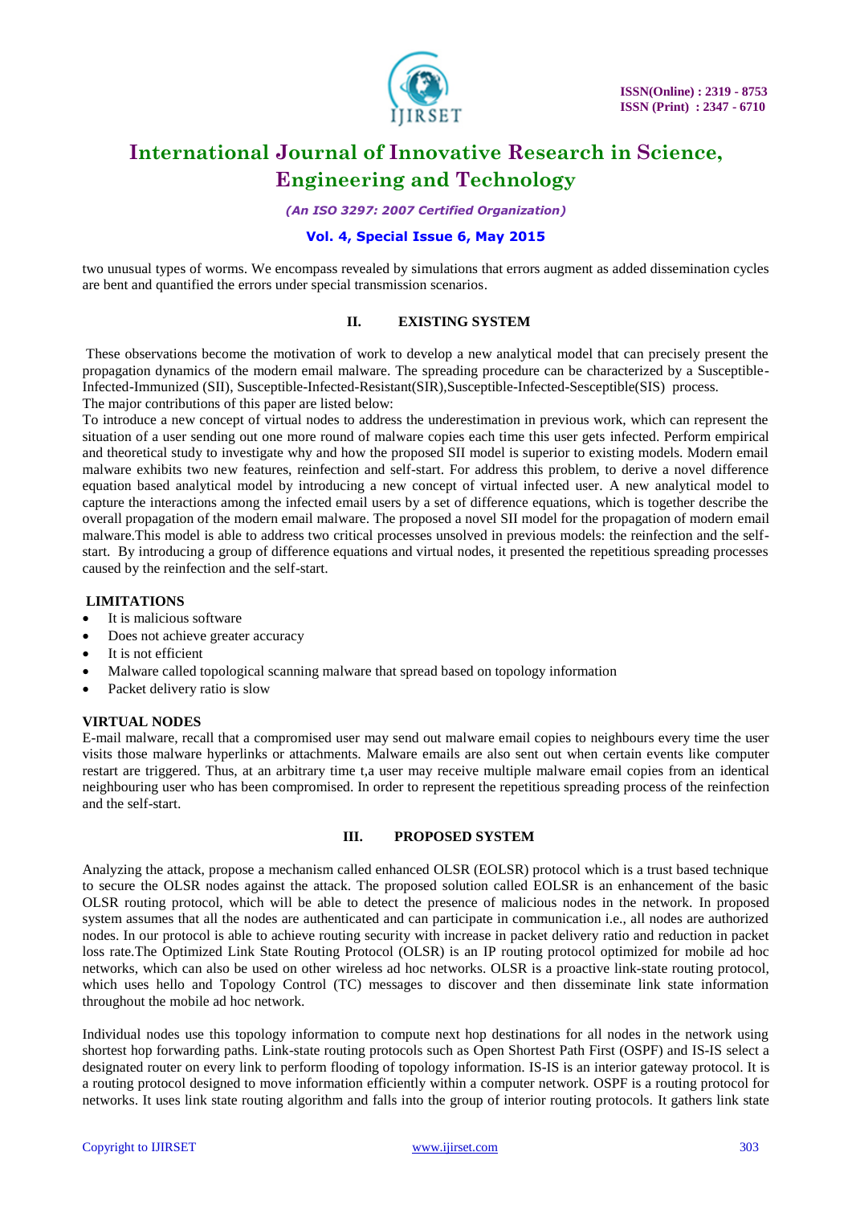two unusual types of worms. We encompass revealed by simulations that errors augment as added dissemination cycles are bent and quantified the errors under special transmission scenarios.

## II. EXISTING SYSTEM

These observations become the motivation of work to develop a new analytical model that can precisely present the propagation dynamics of the modern email malware. The spreading procedure can be characterized by a Susceptible-Infected-Immunized (SII), Susceptible-Infected-Resistant(SIR),Susceptible-Infected-Sesceptible(SIS) process.
The major contributions of this paper are listed below:
To introduce a new concept of virtual nodes to address the underestimation in previous work, which can represent the situation of a user sending out one more round of malware copies each time this user gets infected. Perform empirical and theoretical study to investigate why and how the proposed SII model is superior to existing models. Modern email malware exhibits two new features, reinfection and self-start. For address this problem, to derive a novel difference equation based analytical model by introducing a new concept of virtual infected user. A new analytical model to capture the interactions among the infected email users by a set of difference equations, which is together describe the overall propagation of the modern email malware. The proposed a novel SII model for the propagation of modern email malware.This model is able to address two critical processes unsolved in previous models: the reinfection and the self-start. By introducing a group of difference equations and virtual nodes, it presented the repetitious spreading processes caused by the reinfection and the self-start.

### LIMITATIONS

- It is malicious software
- Does not achieve greater accuracy
- It is not efficient
- Malware called topological scanning malware that spread based on topology information
- Packet delivery ratio is slow

### VIRTUAL NODES

E-mail malware, recall that a compromised user may send out malware email copies to neighbours every time the user visits those malware hyperlinks or attachments. Malware emails are also sent out when certain events like computer restart are triggered. Thus, at an arbitrary time t,a user may receive multiple malware email copies from an identical neighbouring user who has been compromised. In order to represent the repetitious spreading process of the reinfection and the self-start.

## III. PROPOSED SYSTEM

Analyzing the attack, propose a mechanism called enhanced OLSR (EOLSR) protocol which is a trust based technique to secure the OLSR nodes against the attack. The proposed solution called EOLSR is an enhancement of the basic OLSR routing protocol, which will be able to detect the presence of malicious nodes in the network. In proposed system assumes that all the nodes are authenticated and can participate in communication i.e., all nodes are authorized nodes. In our protocol is able to achieve routing security with increase in packet delivery ratio and reduction in packet loss rate.The Optimized Link State Routing Protocol (OLSR) is an IP routing protocol optimized for mobile ad hoc networks, which can also be used on other wireless ad hoc networks. OLSR is a proactive link-state routing protocol, which uses hello and Topology Control (TC) messages to discover and then disseminate link state information throughout the mobile ad hoc network.

Individual nodes use this topology information to compute next hop destinations for all nodes in the network using shortest hop forwarding paths. Link-state routing protocols such as Open Shortest Path First (OSPF) and IS-IS select a designated router on every link to perform flooding of topology information. IS-IS is an interior gateway protocol. It is a routing protocol designed to move information efficiently within a computer network. OSPF is a routing protocol for networks. It uses link state routing algorithm and falls into the group of interior routing protocols. It gathers link state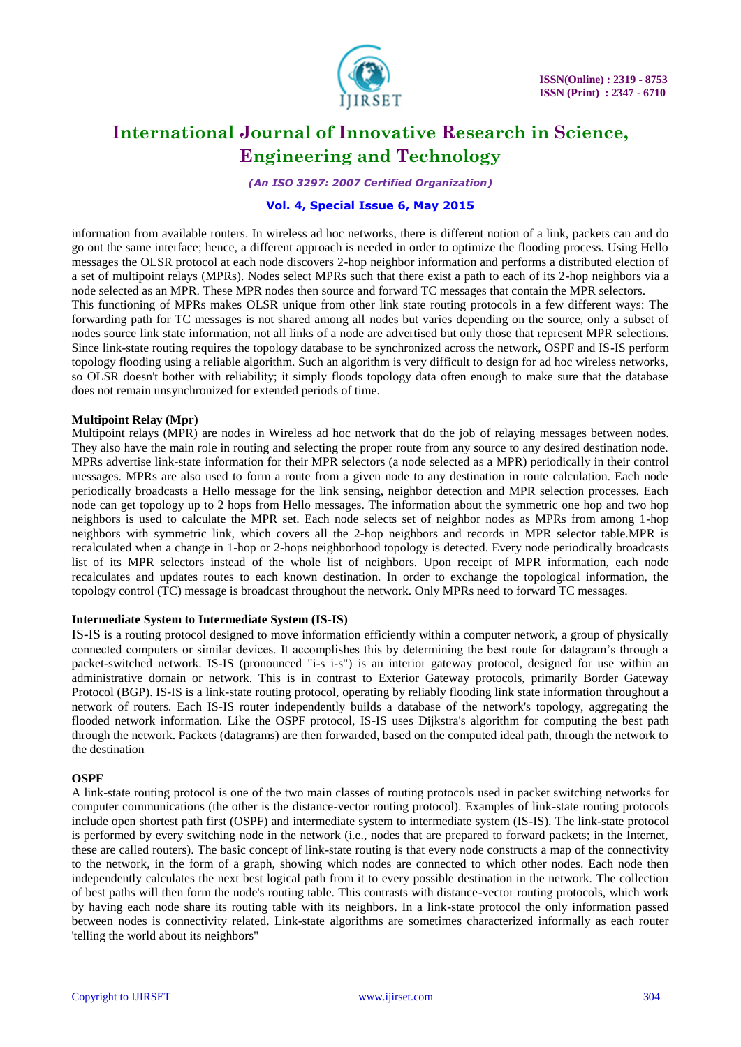information from available routers. In wireless ad hoc networks, there is different notion of a link, packets can and do go out the same interface; hence, a different approach is needed in order to optimize the flooding process. Using Hello messages the OLSR protocol at each node discovers 2-hop neighbor information and performs a distributed election of a set of multipoint relays (MPRs). Nodes select MPRs such that there exist a path to each of its 2-hop neighbors via a node selected as an MPR. These MPR nodes then source and forward TC messages that contain the MPR selectors.

This functioning of MPRs makes OLSR unique from other link state routing protocols in a few different ways: The forwarding path for TC messages is not shared among all nodes but varies depending on the source, only a subset of nodes source link state information, not all links of a node are advertised but only those that represent MPR selections. Since link-state routing requires the topology database to be synchronized across the network, OSPF and IS-IS perform topology flooding using a reliable algorithm. Such an algorithm is very difficult to design for ad hoc wireless networks, so OLSR doesn't bother with reliability; it simply floods topology data often enough to make sure that the database does not remain unsynchronized for extended periods of time.

**Multipoint Relay (Mpr)**

Multipoint relays (MPR) are nodes in Wireless ad hoc network that do the job of relaying messages between nodes. They also have the main role in routing and selecting the proper route from any source to any desired destination node. MPRs advertise link-state information for their MPR selectors (a node selected as a MPR) periodically in their control messages. MPRs are also used to form a route from a given node to any destination in route calculation. Each node periodically broadcasts a Hello message for the link sensing, neighbor detection and MPR selection processes. Each node can get topology up to 2 hops from Hello messages. The information about the symmetric one hop and two hop neighbors is used to calculate the MPR set. Each node selects set of neighbor nodes as MPRs from among 1-hop neighbors with symmetric link, which covers all the 2-hop neighbors and records in MPR selector table.MPR is recalculated when a change in 1-hop or 2-hops neighborhood topology is detected. Every node periodically broadcasts list of its MPR selectors instead of the whole list of neighbors. Upon receipt of MPR information, each node recalculates and updates routes to each known destination. In order to exchange the topological information, the topology control (TC) message is broadcast throughout the network. Only MPRs need to forward TC messages.

**Intermediate System to Intermediate System (IS-IS)**

IS-IS is a routing protocol designed to move information efficiently within a computer network, a group of physically connected computers or similar devices. It accomplishes this by determining the best route for datagram's through a packet-switched network. IS-IS (pronounced "i-s i-s") is an interior gateway protocol, designed for use within an administrative domain or network. This is in contrast to Exterior Gateway protocols, primarily Border Gateway Protocol (BGP). IS-IS is a link-state routing protocol, operating by reliably flooding link state information throughout a network of routers. Each IS-IS router independently builds a database of the network's topology, aggregating the flooded network information. Like the OSPF protocol, IS-IS uses Dijkstra's algorithm for computing the best path through the network. Packets (datagrams) are then forwarded, based on the computed ideal path, through the network to the destination

**OSPF**

A link-state routing protocol is one of the two main classes of routing protocols used in packet switching networks for computer communications (the other is the distance-vector routing protocol). Examples of link-state routing protocols include open shortest path first (OSPF) and intermediate system to intermediate system (IS-IS). The link-state protocol is performed by every switching node in the network (i.e., nodes that are prepared to forward packets; in the Internet, these are called routers). The basic concept of link-state routing is that every node constructs a map of the connectivity to the network, in the form of a graph, showing which nodes are connected to which other nodes. Each node then independently calculates the next best logical path from it to every possible destination in the network. The collection of best paths will then form the node's routing table. This contrasts with distance-vector routing protocols, which work by having each node share its routing table with its neighbors. In a link-state protocol the only information passed between nodes is connectivity related. Link-state algorithms are sometimes characterized informally as each router 'telling the world about its neighbors"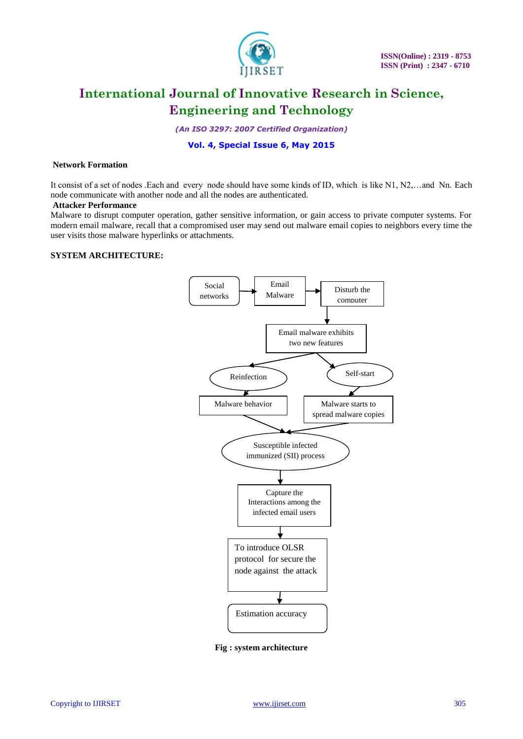**Network Formation**

It consist of a set of nodes .Each and every node should have some kinds of ID, which is like N1, N2,…and Nn. Each node communicate with another node and all the nodes are authenticated.

**Attacker Performance**

Malware to disrupt computer operation, gather sensitive information, or gain access to private computer systems. For modern email malware, recall that a compromised user may send out malware email copies to neighbors every time the user visits those malware hyperlinks or attachments.

**SYSTEM ARCHITECTURE:**

Social networks → Email Malware → Disturb the computer

Email malware exhibits two new features

Reinfection → Malware behavior

Self-start → Malware starts to spread malware copies

Susceptible infected immunized (SII) process

Capture the Interactions among the infected email users

To introduce OLSR protocol for secure the node against the attack

Estimation accuracy

**Fig : system architecture**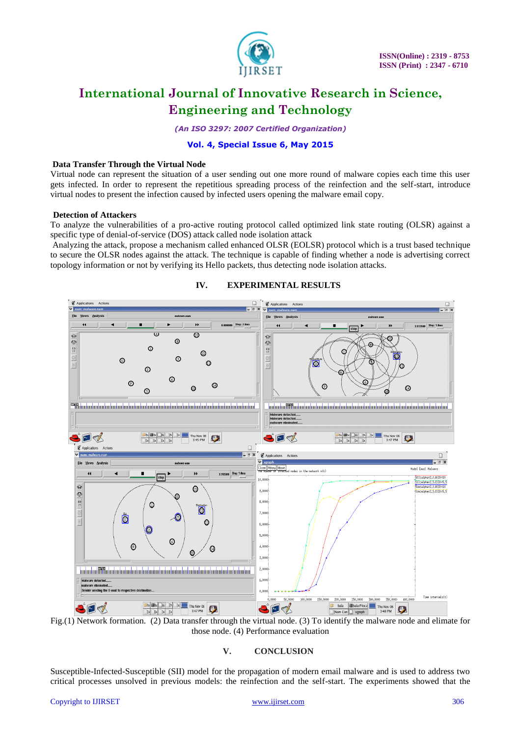### Data Transfer Through the Virtual Node

Virtual node can represent the situation of a user sending out one more round of malware copies each time this user gets infected. In order to represent the repetitious spreading process of the reinfection and the self-start, introduce virtual nodes to present the infection caused by infected users opening the malware email copy.

### Detection of Attackers

To analyze the vulnerabilities of a pro-active routing protocol called optimized link state routing (OLSR) against a specific type of denial-of-service (DOS) attack called node isolation attack

Analyzing the attack, propose a mechanism called enhanced OLSR (EOLSR) protocol which is a trust based technique to secure the OLSR nodes against the attack. The technique is capable of finding whether a node is advertising correct topology information or not by verifying its Hello packets, thus detecting node isolation attacks.

## IV. EXPERIMENTAL RESULTS

Fig.(1) Network formation. (2) Data transfer through the virtual node. (3) To identify the malware node and elimate for those node. (4) Performance evaluation

## V. CONCLUSION

Susceptible-Infected-Susceptible (SII) model for the propagation of modern email malware and is used to address two critical processes unsolved in previous models: the reinfection and the self-start. The experiments showed that the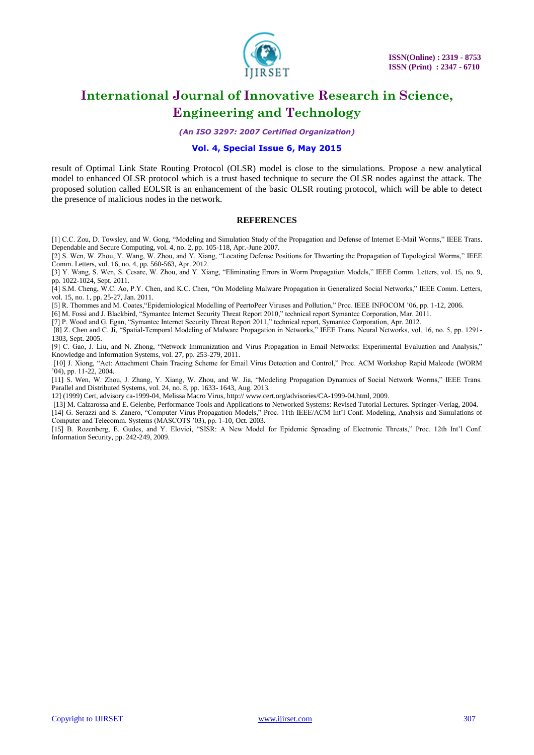result of Optimal Link State Routing Protocol (OLSR) model is close to the simulations. Propose a new analytical model to enhanced OLSR protocol which is a trust based technique to secure the OLSR nodes against the attack. The proposed solution called EOLSR is an enhancement of the basic OLSR routing protocol, which will be able to detect the presence of malicious nodes in the network.

## REFERENCES

[1] C.C. Zou, D. Towsley, and W. Gong, "Modeling and Simulation Study of the Propagation and Defense of Internet E-Mail Worms," IEEE Trans. Dependable and Secure Computing, vol. 4, no. 2, pp. 105-118, Apr.-June 2007.

[2] S. Wen, W. Zhou, Y. Wang, W. Zhou, and Y. Xiang, "Locating Defense Positions for Thwarting the Propagation of Topological Worms," IEEE Comm. Letters, vol. 16, no. 4, pp. 560-563, Apr. 2012.

[3] Y. Wang, S. Wen, S. Cesare, W. Zhou, and Y. Xiang, "Eliminating Errors in Worm Propagation Models," IEEE Comm. Letters, vol. 15, no. 9, pp. 1022-1024, Sept. 2011.

[4] S.M. Cheng, W.C. Ao, P.Y. Chen, and K.C. Chen, "On Modeling Malware Propagation in Generalized Social Networks," IEEE Comm. Letters, vol. 15, no. 1, pp. 25-27, Jan. 2011.

[5] R. Thommes and M. Coates,"Epidemiological Modelling of PeertoPeer Viruses and Pollution," Proc. IEEE INFOCOM '06, pp. 1-12, 2006.

[6] M. Fossi and J. Blackbird, "Symantec Internet Security Threat Report 2010," technical report Symantec Corporation, Mar. 2011.

[7] P. Wood and G. Egan, "Symantec Internet Security Threat Report 2011," technical report, Symantec Corporation, Apr. 2012.

[8] Z. Chen and C. Ji, "Spatial-Temporal Modeling of Malware Propagation in Networks," IEEE Trans. Neural Networks, vol. 16, no. 5, pp. 1291-1303, Sept. 2005.

[9] C. Gao, J. Liu, and N. Zhong, "Network Immunization and Virus Propagation in Email Networks: Experimental Evaluation and Analysis," Knowledge and Information Systems, vol. 27, pp. 253-279, 2011.

[10] J. Xiong, "Act: Attachment Chain Tracing Scheme for Email Virus Detection and Control," Proc. ACM Workshop Rapid Malcode (WORM '04), pp. 11-22, 2004.

[11] S. Wen, W. Zhou, J. Zhang, Y. Xiang, W. Zhou, and W. Jia, "Modeling Propagation Dynamics of Social Network Worms," IEEE Trans. Parallel and Distributed Systems, vol. 24, no. 8, pp. 1633- 1643, Aug. 2013.

12] (1999) Cert, advisory ca-1999-04, Melissa Macro Virus, http:// www.cert.org/advisories/CA-1999-04.html, 2009.

[13] M. Calzarossa and E. Gelenbe, Performance Tools and Applications to Networked Systems: Revised Tutorial Lectures. Springer-Verlag, 2004.

[14] G. Serazzi and S. Zanero, "Computer Virus Propagation Models," Proc. 11th IEEE/ACM Int'l Conf. Modeling, Analysis and Simulations of Computer and Telecomm. Systems (MASCOTS '03), pp. 1-10, Oct. 2003.

[15] B. Rozenberg, E. Gudes, and Y. Elovici, "SISR: A New Model for Epidemic Spreading of Electronic Threats," Proc. 12th Int'l Conf. Information Security, pp. 242-249, 2009.